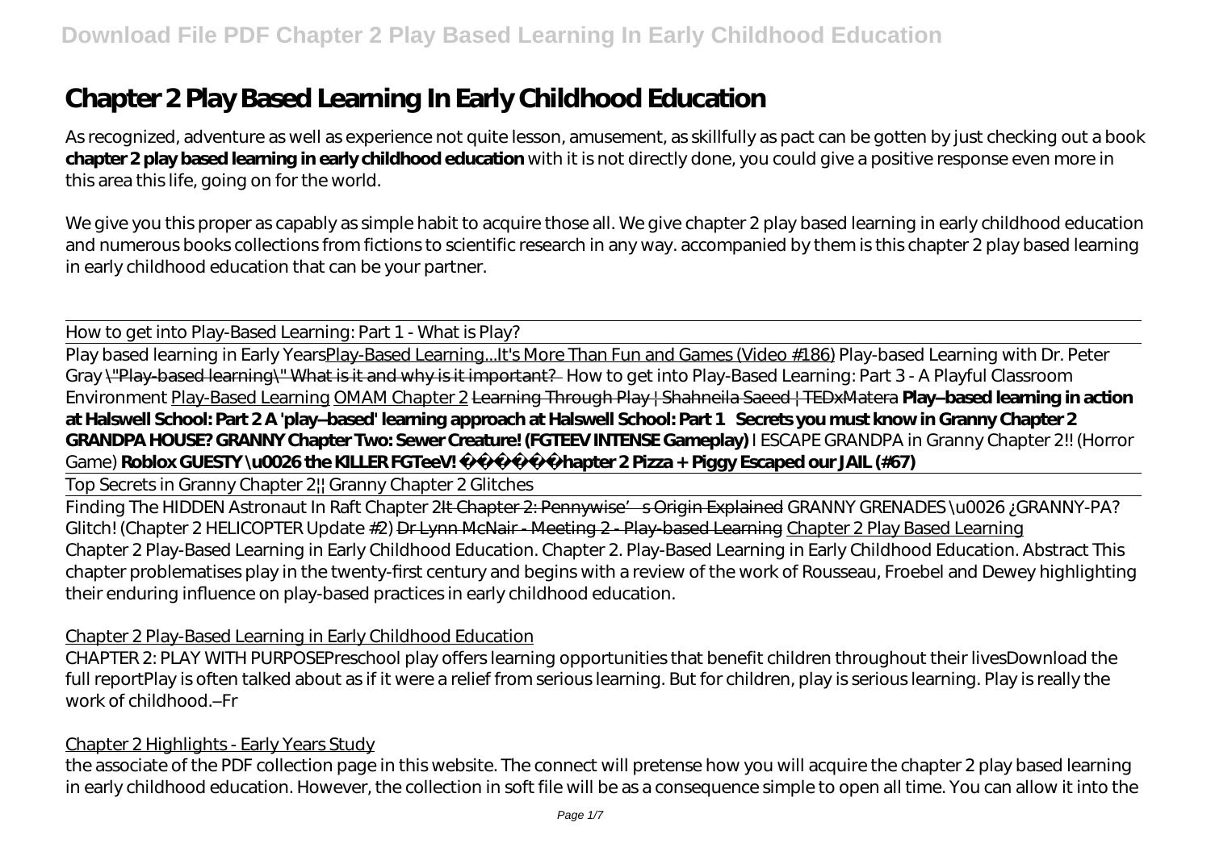# Chapter 2 Play Based Learning In Early Childhood Education

As recognized, adventure as well as experience not quite lesson, amusement, as skillfully as pact can be gotten by just checking out a book **chapter 2 play based learning in early childhood education** with it is not directly done, you could give a positive response even more in this area this life, going on for the world.

We give you this proper as capably as simple habit to acquire those all. We give chapter 2 play based learning in early childhood education and numerous books collections from fictions to scientific research in any way. accompanied by them is this chapter 2 play based learning in early childhood education that can be your partner.

How to get into Play-Based Learning: Part 1 - What is Play?

Play based learning in Early Years Play-Based Learning...It's More Than Fun and Games (Video #186) *Play-based Learning with Dr. Peter Gray* "Play-based learning" What is it and why is it important? *How to get into Play-Based Learning: Part 3 - A Playful Classroom Environment* Play-Based Learning OMAM Chapter 2 Learning Through Play | Shahneila Saeed | TEDxMatera **Play–based learning in action at Halswell School: Part 2 A 'play–based' learning approach at Halswell School: Part 1 Secrets you must know in Granny Chapter 2 GRANDPA HOUSE? GRANNY Chapter Two: Sewer Creature! (FGTEEV INTENSE Gameplay)** *I ESCAPE GRANDPA in Granny Chapter 2!! (Horror Game)* **Roblox GUESTY \u0026 the KILLER FGTeeV! Chapter 2 Pizza + Piggy Escaped our JAIL (#67)**

Top Secrets in Granny Chapter 2|| Granny Chapter 2 Glitches

Finding The HIDDEN Astronaut In Raft Chapter 2 It Chapter 2: Pennywise's Origin Explained *GRANNY GRENADES \u0026 ¿GRANNY-PA? Glitch! (Chapter 2 HELICOPTER Update #2)* Dr Lynn McNair - Meeting 2 - Play-based Learning Chapter 2 Play Based Learning

Chapter 2 Play-Based Learning in Early Childhood Education. Chapter 2. Play-Based Learning in Early Childhood Education. Abstract This chapter problematises play in the twenty-first century and begins with a review of the work of Rousseau, Froebel and Dewey highlighting their enduring influence on play-based practices in early childhood education.

Chapter 2 Play-Based Learning in Early Childhood Education

CHAPTER 2: PLAY WITH PURPOSEPreschool play offers learning opportunities that benefit children throughout their livesDownload the full reportPlay is often talked about as if it were a relief from serious learning. But for children, play is serious learning. Play is really the work of childhood.–Fr

Chapter 2 Highlights - Early Years Study

the associate of the PDF collection page in this website. The connect will pretense how you will acquire the chapter 2 play based learning in early childhood education. However, the collection in soft file will be as a consequence simple to open all time. You can allow it into the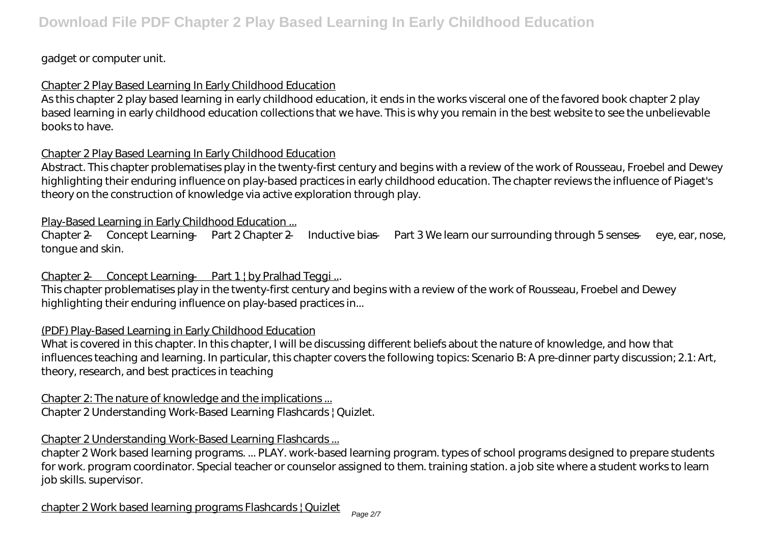gadget or computer unit.

Chapter 2 Play Based Learning In Early Childhood Education

As this chapter 2 play based learning in early childhood education, it ends in the works visceral one of the favored book chapter 2 play based learning in early childhood education collections that we have. This is why you remain in the best website to see the unbelievable books to have.

Chapter 2 Play Based Learning In Early Childhood Education

Abstract. This chapter problematises play in the twenty-first century and begins with a review of the work of Rousseau, Froebel and Dewey highlighting their enduring influence on play-based practices in early childhood education. The chapter reviews the influence of Piaget's theory on the construction of knowledge via active exploration through play.

Play-Based Learning in Early Childhood Education ...

Chapter 2 — Concept Learning — Part 2 Chapter 2 — Inductive bias — Part 3 We learn our surrounding through 5 senses — eye, ear, nose, tongue and skin.

Chapter 2 — Concept Learning — Part 1 | by Pralhad Teggi ...

This chapter problematises play in the twenty-first century and begins with a review of the work of Rousseau, Froebel and Dewey highlighting their enduring influence on play-based practices in...

(PDF) Play-Based Learning in Early Childhood Education

What is covered in this chapter. In this chapter, I will be discussing different beliefs about the nature of knowledge, and how that influences teaching and learning. In particular, this chapter covers the following topics: Scenario B: A pre-dinner party discussion; 2.1: Art, theory, research, and best practices in teaching

Chapter 2: The nature of knowledge and the implications ...

Chapter 2 Understanding Work-Based Learning Flashcards | Quizlet.

Chapter 2 Understanding Work-Based Learning Flashcards ...

chapter 2 Work based learning programs. ... PLAY. work-based learning program. types of school programs designed to prepare students for work. program coordinator. Special teacher or counselor assigned to them. training station. a job site where a student works to learn job skills. supervisor.

chapter 2 Work based learning programs Flashcards | Quizlet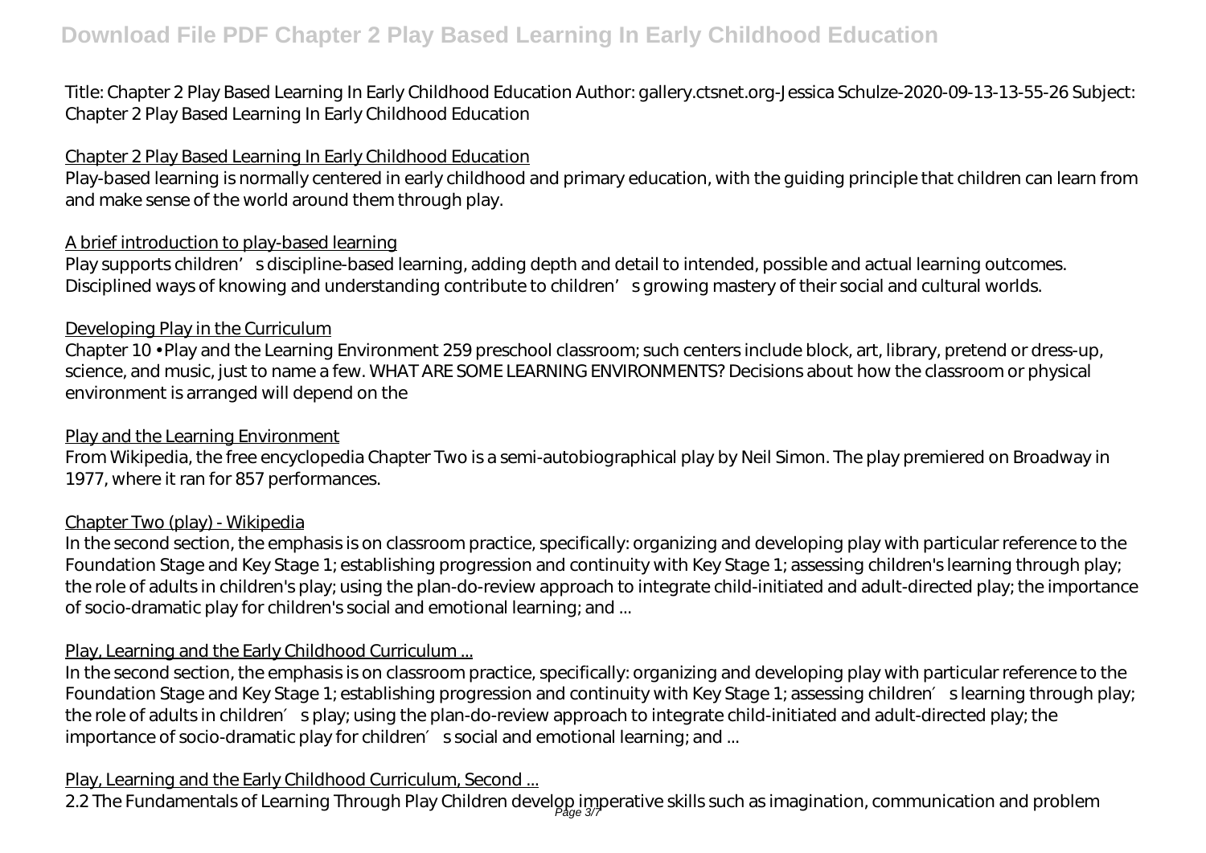Title: Chapter 2 Play Based Learning In Early Childhood Education Author: gallery.ctsnet.org-Jessica Schulze-2020-09-13-13-55-26 Subject: Chapter 2 Play Based Learning In Early Childhood Education

Chapter 2 Play Based Learning In Early Childhood Education

Play-based learning is normally centered in early childhood and primary education, with the guiding principle that children can learn from and make sense of the world around them through play.

A brief introduction to play-based learning

Play supports children's discipline-based learning, adding depth and detail to intended, possible and actual learning outcomes. Disciplined ways of knowing and understanding contribute to children's growing mastery of their social and cultural worlds.

Developing Play in the Curriculum

Chapter 10 • Play and the Learning Environment 259 preschool classroom; such centers include block, art, library, pretend or dress-up, science, and music, just to name a few. WHAT ARE SOME LEARNING ENVIRONMENTS? Decisions about how the classroom or physical environment is arranged will depend on the

Play and the Learning Environment

From Wikipedia, the free encyclopedia Chapter Two is a semi-autobiographical play by Neil Simon. The play premiered on Broadway in 1977, where it ran for 857 performances.

Chapter Two (play) - Wikipedia

In the second section, the emphasis is on classroom practice, specifically: organizing and developing play with particular reference to the Foundation Stage and Key Stage 1; establishing progression and continuity with Key Stage 1; assessing children's learning through play; the role of adults in children's play; using the plan-do-review approach to integrate child-initiated and adult-directed play; the importance of socio-dramatic play for children's social and emotional learning; and ...

Play, Learning and the Early Childhood Curriculum ...

In the second section, the emphasis is on classroom practice, specifically: organizing and developing play with particular reference to the Foundation Stage and Key Stage 1; establishing progression and continuity with Key Stage 1; assessing children's learning through play; the role of adults in children's play; using the plan-do-review approach to integrate child-initiated and adult-directed play; the importance of socio-dramatic play for children's social and emotional learning; and ...

Play, Learning and the Early Childhood Curriculum, Second ...

2.2 The Fundamentals of Learning Through Play Children develop imperative skills such as imagination, communication and problem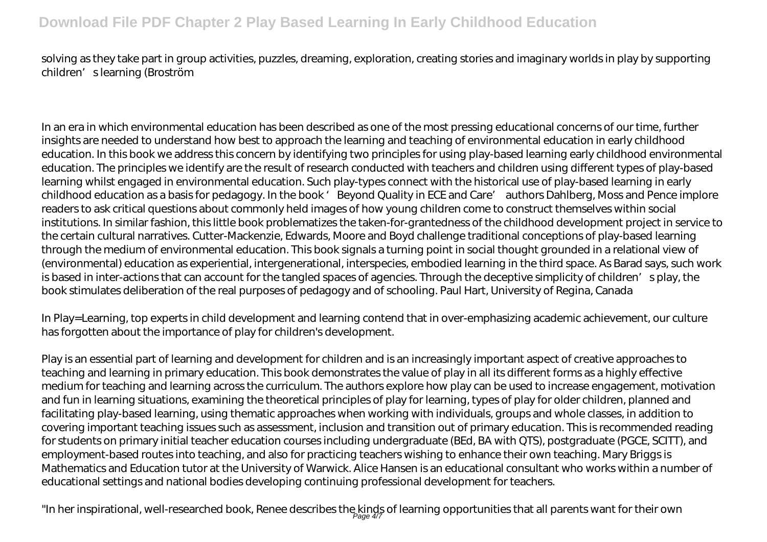solving as they take part in group activities, puzzles, dreaming, exploration, creating stories and imaginary worlds in play by supporting children's learning (Broström

In an era in which environmental education has been described as one of the most pressing educational concerns of our time, further insights are needed to understand how best to approach the learning and teaching of environmental education in early childhood education. In this book we address this concern by identifying two principles for using play-based learning early childhood environmental education. The principles we identify are the result of research conducted with teachers and children using different types of play-based learning whilst engaged in environmental education. Such play-types connect with the historical use of play-based learning in early childhood education as a basis for pedagogy. In the book ' Beyond Quality in ECE and Care' authors Dahlberg, Moss and Pence implore readers to ask critical questions about commonly held images of how young children come to construct themselves within social institutions. In similar fashion, this little book problematizes the taken-for-grantedness of the childhood development project in service to the certain cultural narratives. Cutter-Mackenzie, Edwards, Moore and Boyd challenge traditional conceptions of play-based learning through the medium of environmental education. This book signals a turning point in social thought grounded in a relational view of (environmental) education as experiential, intergenerational, interspecies, embodied learning in the third space. As Barad says, such work is based in inter-actions that can account for the tangled spaces of agencies. Through the deceptive simplicity of children's play, the book stimulates deliberation of the real purposes of pedagogy and of schooling. Paul Hart, University of Regina, Canada

In Play=Learning, top experts in child development and learning contend that in over-emphasizing academic achievement, our culture has forgotten about the importance of play for children's development.

Play is an essential part of learning and development for children and is an increasingly important aspect of creative approaches to teaching and learning in primary education. This book demonstrates the value of play in all its different forms as a highly effective medium for teaching and learning across the curriculum. The authors explore how play can be used to increase engagement, motivation and fun in learning situations, examining the theoretical principles of play for learning, types of play for older children, planned and facilitating play-based learning, using thematic approaches when working with individuals, groups and whole classes, in addition to covering important teaching issues such as assessment, inclusion and transition out of primary education. This is recommended reading for students on primary initial teacher education courses including undergraduate (BEd, BA with QTS), postgraduate (PGCE, SCITT), and employment-based routes into teaching, and also for practicing teachers wishing to enhance their own teaching. Mary Briggs is Mathematics and Education tutor at the University of Warwick. Alice Hansen is an educational consultant who works within a number of educational settings and national bodies developing continuing professional development for teachers.

"In her inspirational, well-researched book, Renee describes the kinds of learning opportunities that all parents want for their own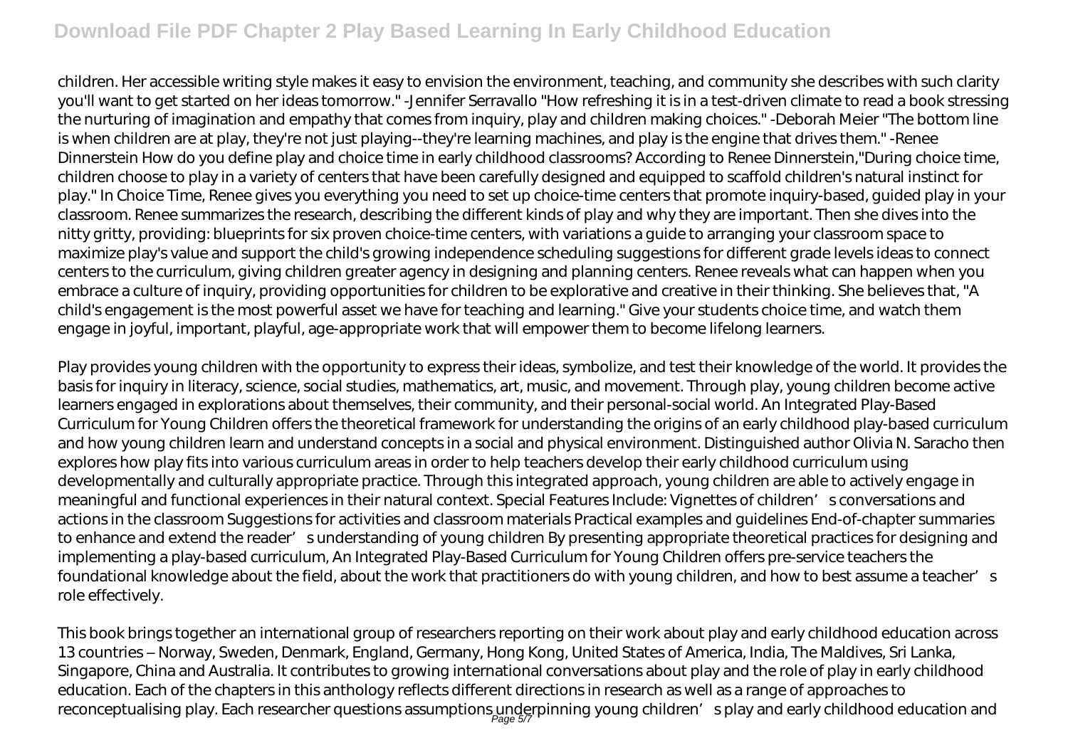children. Her accessible writing style makes it easy to envision the environment, teaching, and community she describes with such clarity you'll want to get started on her ideas tomorrow." -Jennifer Serravallo "How refreshing it is in a test-driven climate to read a book stressing the nurturing of imagination and empathy that comes from inquiry, play and children making choices." -Deborah Meier "The bottom line is when children are at play, they're not just playing--they're learning machines, and play is the engine that drives them." -Renee Dinnerstein How do you define play and choice time in early childhood classrooms? According to Renee Dinnerstein,"During choice time, children choose to play in a variety of centers that have been carefully designed and equipped to scaffold children's natural instinct for play." In Choice Time, Renee gives you everything you need to set up choice-time centers that promote inquiry-based, guided play in your classroom. Renee summarizes the research, describing the different kinds of play and why they are important. Then she dives into the nitty gritty, providing: blueprints for six proven choice-time centers, with variations a guide to arranging your classroom space to maximize play's value and support the child's growing independence scheduling suggestions for different grade levels ideas to connect centers to the curriculum, giving children greater agency in designing and planning centers. Renee reveals what can happen when you embrace a culture of inquiry, providing opportunities for children to be explorative and creative in their thinking. She believes that, "A child's engagement is the most powerful asset we have for teaching and learning." Give your students choice time, and watch them engage in joyful, important, playful, age-appropriate work that will empower them to become lifelong learners.

Play provides young children with the opportunity to express their ideas, symbolize, and test their knowledge of the world. It provides the basis for inquiry in literacy, science, social studies, mathematics, art, music, and movement. Through play, young children become active learners engaged in explorations about themselves, their community, and their personal-social world. An Integrated Play-Based Curriculum for Young Children offers the theoretical framework for understanding the origins of an early childhood play-based curriculum and how young children learn and understand concepts in a social and physical environment. Distinguished author Olivia N. Saracho then explores how play fits into various curriculum areas in order to help teachers develop their early childhood curriculum using developmentally and culturally appropriate practice. Through this integrated approach, young children are able to actively engage in meaningful and functional experiences in their natural context. Special Features Include: Vignettes of children's conversations and actions in the classroom Suggestions for activities and classroom materials Practical examples and guidelines End-of-chapter summaries to enhance and extend the reader's understanding of young children By presenting appropriate theoretical practices for designing and implementing a play-based curriculum, An Integrated Play-Based Curriculum for Young Children offers pre-service teachers the foundational knowledge about the field, about the work that practitioners do with young children, and how to best assume a teacher's role effectively.

This book brings together an international group of researchers reporting on their work about play and early childhood education across 13 countries – Norway, Sweden, Denmark, England, Germany, Hong Kong, United States of America, India, The Maldives, Sri Lanka, Singapore, China and Australia. It contributes to growing international conversations about play and the role of play in early childhood education. Each of the chapters in this anthology reflects different directions in research as well as a range of approaches to reconceptualising play. Each researcher questions assumptions underpinning young children's play and early childhood education and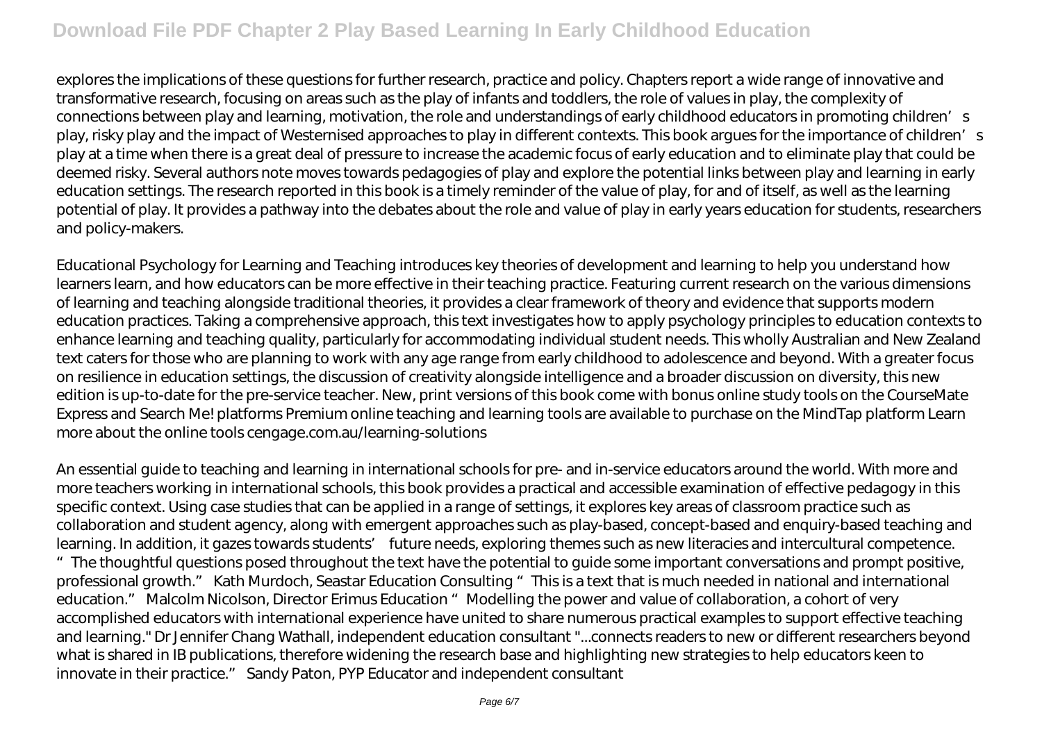explores the implications of these questions for further research, practice and policy. Chapters report a wide range of innovative and transformative research, focusing on areas such as the play of infants and toddlers, the role of values in play, the complexity of connections between play and learning, motivation, the role and understandings of early childhood educators in promoting children's play, risky play and the impact of Westernised approaches to play in different contexts. This book argues for the importance of children's play at a time when there is a great deal of pressure to increase the academic focus of early education and to eliminate play that could be deemed risky. Several authors note moves towards pedagogies of play and explore the potential links between play and learning in early education settings. The research reported in this book is a timely reminder of the value of play, for and of itself, as well as the learning potential of play. It provides a pathway into the debates about the role and value of play in early years education for students, researchers and policy-makers.

Educational Psychology for Learning and Teaching introduces key theories of development and learning to help you understand how learners learn, and how educators can be more effective in their teaching practice. Featuring current research on the various dimensions of learning and teaching alongside traditional theories, it provides a clear framework of theory and evidence that supports modern education practices. Taking a comprehensive approach, this text investigates how to apply psychology principles to education contexts to enhance learning and teaching quality, particularly for accommodating individual student needs. This wholly Australian and New Zealand text caters for those who are planning to work with any age range from early childhood to adolescence and beyond. With a greater focus on resilience in education settings, the discussion of creativity alongside intelligence and a broader discussion on diversity, this new edition is up-to-date for the pre-service teacher. New, print versions of this book come with bonus online study tools on the CourseMate Express and Search Me! platforms Premium online teaching and learning tools are available to purchase on the MindTap platform Learn more about the online tools cengage.com.au/learning-solutions

An essential guide to teaching and learning in international schools for pre- and in-service educators around the world. With more and more teachers working in international schools, this book provides a practical and accessible examination of effective pedagogy in this specific context. Using case studies that can be applied in a range of settings, it explores key areas of classroom practice such as collaboration and student agency, along with emergent approaches such as play-based, concept-based and enquiry-based teaching and learning. In addition, it gazes towards students' future needs, exploring themes such as new literacies and intercultural competence. "The thoughtful questions posed throughout the text have the potential to guide some important conversations and prompt positive, professional growth." Kath Murdoch, Seastar Education Consulting "This is a text that is much needed in national and international education." Malcolm Nicolson, Director Erimus Education "Modelling the power and value of collaboration, a cohort of very accomplished educators with international experience have united to share numerous practical examples to support effective teaching and learning." Dr Jennifer Chang Wathall, independent education consultant "...connects readers to new or different researchers beyond what is shared in IB publications, therefore widening the research base and highlighting new strategies to help educators keen to innovate in their practice." Sandy Paton, PYP Educator and independent consultant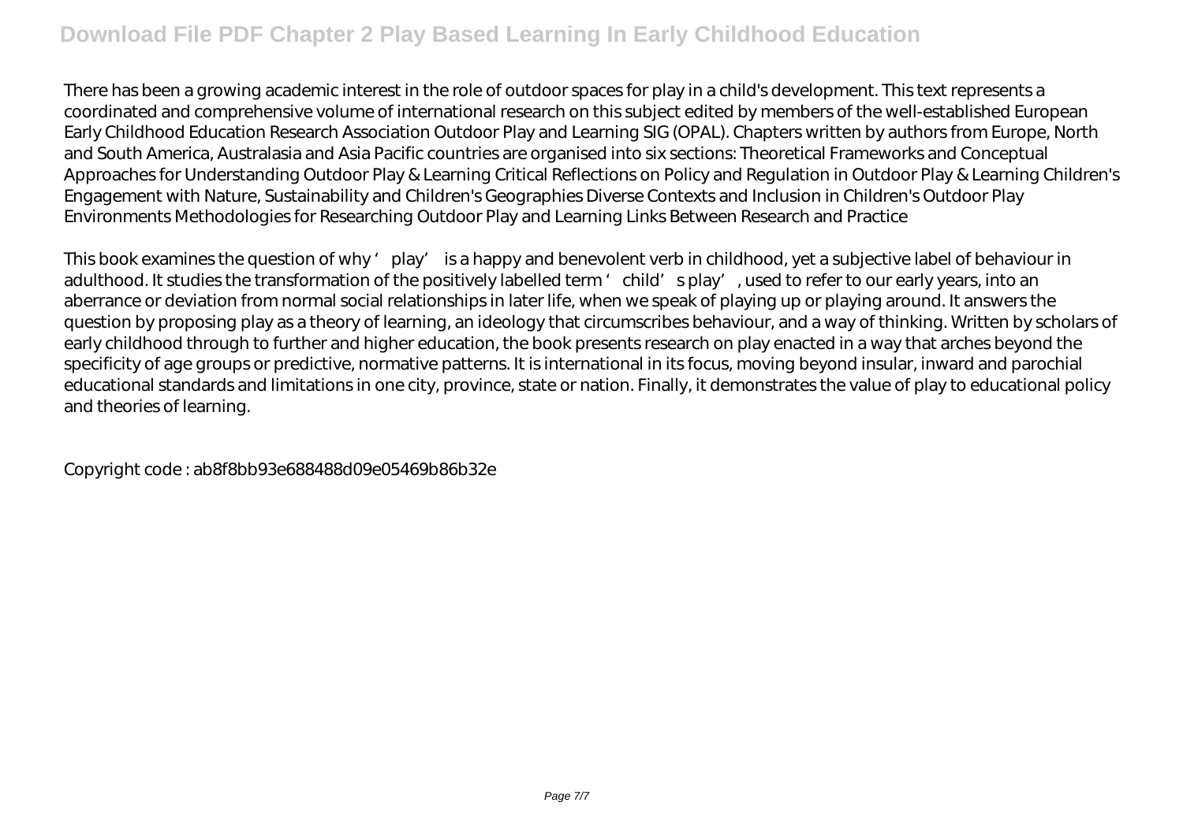There has been a growing academic interest in the role of outdoor spaces for play in a child's development. This text represents a coordinated and comprehensive volume of international research on this subject edited by members of the well-established European Early Childhood Education Research Association Outdoor Play and Learning SIG (OPAL). Chapters written by authors from Europe, North and South America, Australasia and Asia Pacific countries are organised into six sections: Theoretical Frameworks and Conceptual Approaches for Understanding Outdoor Play & Learning Critical Reflections on Policy and Regulation in Outdoor Play & Learning Children's Engagement with Nature, Sustainability and Children's Geographies Diverse Contexts and Inclusion in Children's Outdoor Play Environments Methodologies for Researching Outdoor Play and Learning Links Between Research and Practice

This book examines the question of why 'play' is a happy and benevolent verb in childhood, yet a subjective label of behaviour in adulthood. It studies the transformation of the positively labelled term 'child's play', used to refer to our early years, into an aberrance or deviation from normal social relationships in later life, when we speak of playing up or playing around. It answers the question by proposing play as a theory of learning, an ideology that circumscribes behaviour, and a way of thinking. Written by scholars of early childhood through to further and higher education, the book presents research on play enacted in a way that arches beyond the specificity of age groups or predictive, normative patterns. It is international in its focus, moving beyond insular, inward and parochial educational standards and limitations in one city, province, state or nation. Finally, it demonstrates the value of play to educational policy and theories of learning.

Copyright code : ab8f8bb93e688488d09e05469b86b32e